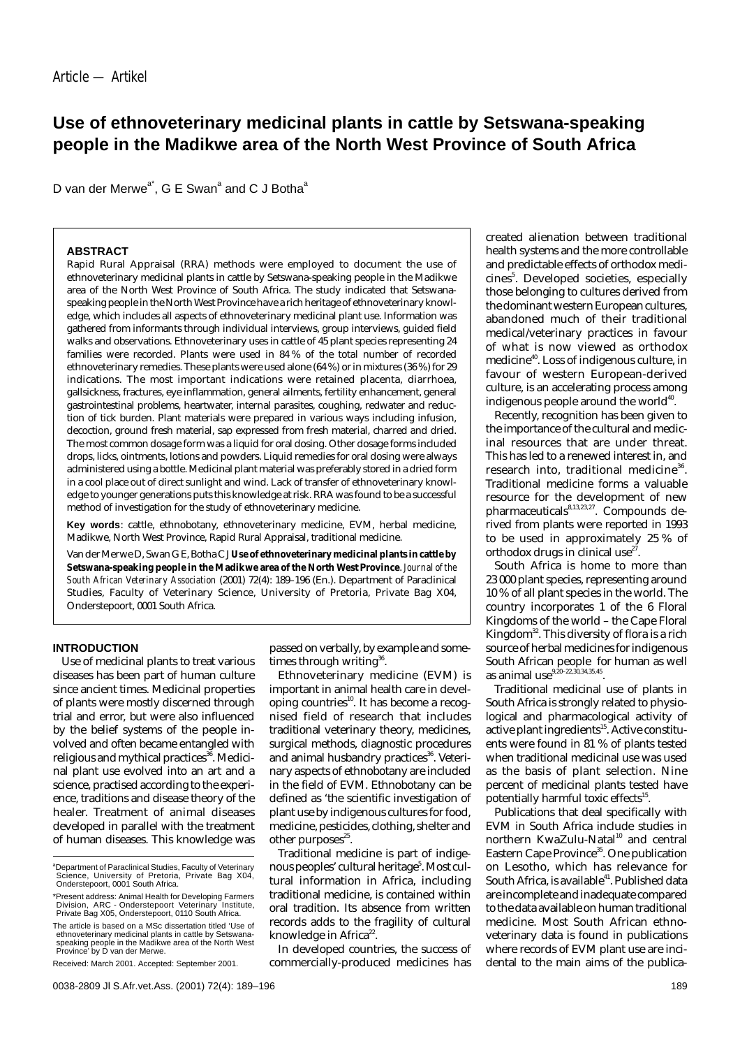Article — Artikel

# Use of ethnoveterinary medicinal plants in cattle by Setswana-speaking people in the Madikwe area of the North West Province of South Africa

D van der Merwe[a*], G E Swan[a] and C J Botha[a]

## ABSTRACT

Rapid Rural Appraisal (RRA) methods were employed to document the use of ethnoveterinary medicinal plants in cattle by Setswana-speaking people in the Madikwe area of the North West Province of South Africa. The study indicated that Setswana-speaking people in the North West Province have a rich heritage of ethnoveterinary knowledge, which includes all aspects of ethnoveterinary medicinal plant use. Information was gathered from informants through individual interviews, group interviews, guided field walks and observations. Ethnoveterinary uses in cattle of 45 plant species representing 24 families were recorded. Plants were used in 84 % of the total number of recorded ethnoveterinary remedies. These plants were used alone (64 %) or in mixtures (36 %) for 29 indications. The most important indications were retained placenta, diarrhoea, gallsickness, fractures, eye inflammation, general ailments, fertility enhancement, general gastrointestinal problems, heartwater, internal parasites, coughing, redwater and reduction of tick burden. Plant materials were prepared in various ways including infusion, decoction, ground fresh material, sap expressed from fresh material, charred and dried. The most common dosage form was a liquid for oral dosing. Other dosage forms included drops, licks, ointments, lotions and powders. Liquid remedies for oral dosing were always administered using a bottle. Medicinal plant material was preferably stored in a dried form in a cool place out of direct sunlight and wind. Lack of transfer of ethnoveterinary knowledge to younger generations puts this knowledge at risk. RRA was found to be a successful method of investigation for the study of ethnoveterinary medicine.

**Key words**: cattle, ethnobotany, ethnoveterinary medicine, EVM, herbal medicine, Madikwe, North West Province, Rapid Rural Appraisal, traditional medicine.

Van der Merwe D, Swan G E, Botha C J **Use of ethnoveterinary medicinal plants in cattle by Setswana-speaking people in the Madikwe area of the North West Province**. *Journal of the South African Veterinary Association* (2001) 72(4): 189–196 (En.). Department of Paraclinical Studies, Faculty of Veterinary Science, University of Pretoria, Private Bag X04, Onderstepoort, 0001 South Africa.

## INTRODUCTION

Use of medicinal plants to treat various diseases has been part of human culture since ancient times. Medicinal properties of plants were mostly discerned through trial and error, but were also influenced by the belief systems of the people involved and often became entangled with religious and mythical practices[36]. Medicinal plant use evolved into an art and a science, practised according to the experience, traditions and disease theory of the healer. Treatment of animal diseases developed in parallel with the treatment of human diseases. This knowledge was passed on verbally, by example and sometimes through writing[36].

Ethnoveterinary medicine (EVM) is important in animal health care in developing countries[10]. It has become a recognised field of research that includes traditional veterinary theory, medicines, surgical methods, diagnostic procedures and animal husbandry practices[36]. Veterinary aspects of ethnobotany are included in the field of EVM. Ethnobotany can be defined as 'the scientific investigation of plant use by indigenous cultures for food, medicine, pesticides, clothing, shelter and other purposes'[25].

Traditional medicine is part of indigenous peoples' cultural heritage[5]. Most cultural information in Africa, including traditional medicine, is contained within oral tradition. Its absence from written records adds to the fragility of cultural knowledge in Africa[22].

In developed countries, the success of commercially-produced medicines has created alienation between traditional health systems and the more controllable and predictable effects of orthodox medicines[5]. Developed societies, especially those belonging to cultures derived from the dominant western European cultures, abandoned much of their traditional medical/veterinary practices in favour of what is now viewed as orthodox medicine[40]. Loss of indigenous culture, in favour of western European-derived culture, is an accelerating process among indigenous people around the world[40].

Recently, recognition has been given to the importance of the cultural and medicinal resources that are under threat. This has led to a renewed interest in, and research into, traditional medicine[36]. Traditional medicine forms a valuable resource for the development of new pharmaceuticals[8,13,23,27]. Compounds derived from plants were reported in 1993 to be used in approximately 25 % of orthodox drugs in clinical use[27].

South Africa is home to more than 23 000 plant species, representing around 10 % of all plant species in the world. The country incorporates 1 of the 6 Floral Kingdoms of the world – the Cape Floral Kingdom[32]. This diversity of flora is a rich source of herbal medicines for indigenous South African people for human as well as animal use[9,20–22,30,34,35,45].

Traditional medicinal use of plants in South Africa is strongly related to physiological and pharmacological activity of active plant ingredients[15]. Active constituents were found in 81 % of plants tested when traditional medicinal use was used as the basis of plant selection. Nine percent of medicinal plants tested have potentially harmful toxic effects[15].

Publications that deal specifically with EVM in South Africa include studies in northern KwaZulu-Natal[10] and central Eastern Cape Province[35]. One publication on Lesotho, which has relevance for South Africa, is available[41]. Published data are incomplete and inadequate compared to the data available on human traditional medicine. Most South African ethnoveterinary data is found in publications where records of EVM plant use are incidental to the main aims of the publica-

---

[a]Department of Paraclinical Studies, Faculty of Veterinary Science, University of Pretoria, Private Bag X04, Onderstepoort, 0001 South Africa.

*Present address: Animal Health for Developing Farmers Division, ARC - Onderstepoort Veterinary Institute, Private Bag X05, Onderstepoort, 0110 South Africa.

The article is based on a MSc dissertation titled 'Use of ethnoveterinary medicinal plants in cattle by Setswana-speaking people in the Madikwe area of the North West Province' by D van der Merwe.

Received: March 2001. Accepted: September 2001.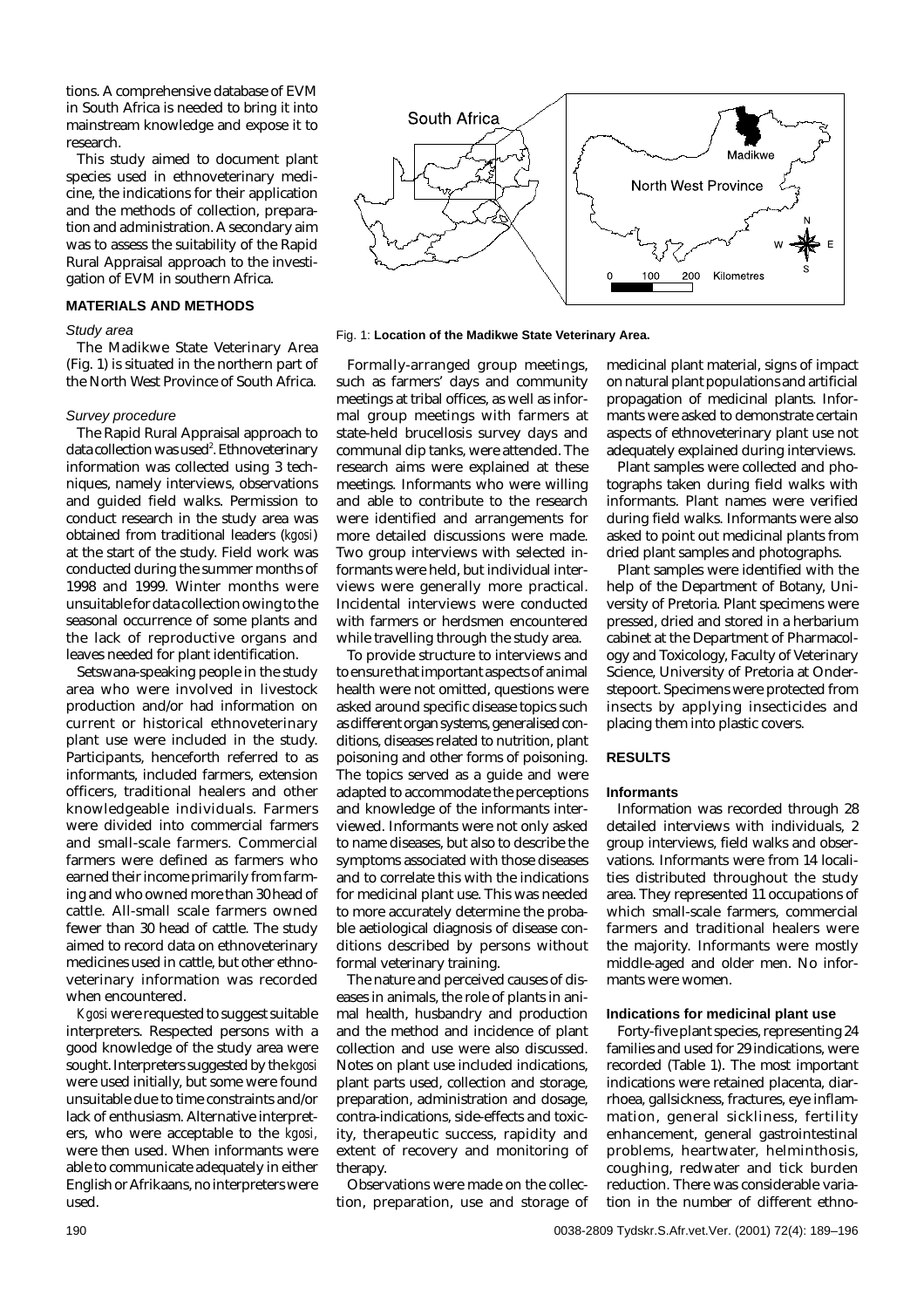tions. A comprehensive database of EVM in South Africa is needed to bring it into mainstream knowledge and expose it to research.

This study aimed to document plant species used in ethnoveterinary medicine, the indications for their application and the methods of collection, preparation and administration. A secondary aim was to assess the suitability of the Rapid Rural Appraisal approach to the investigation of EVM in southern Africa.

## MATERIALS AND METHODS

### *Study area*

The Madikwe State Veterinary Area (Fig. 1) is situated in the northern part of the North West Province of South Africa.

South Africa

Madikwe

North West Province

N

W E

S

0 100 200 Kilometres

Fig. 1: **Location of the Madikwe State Veterinary Area.**

### *Survey procedure*

The Rapid Rural Appraisal approach to data collection was used[2]. Ethnoveterinary information was collected using 3 techniques, namely interviews, observations and guided field walks. Permission to conduct research in the study area was obtained from traditional leaders (*kgosi*) at the start of the study. Field work was conducted during the summer months of 1998 and 1999. Winter months were unsuitable for data collection owing to the seasonal occurrence of some plants and the lack of reproductive organs and leaves needed for plant identification.

Setswana-speaking people in the study area who were involved in livestock production and/or had information on current or historical ethnoveterinary plant use were included in the study. Participants, henceforth referred to as informants, included farmers, extension officers, traditional healers and other knowledgeable individuals. Farmers were divided into commercial farmers and small-scale farmers. Commercial farmers were defined as farmers who earned their income primarily from farming and who owned more than 30 head of cattle. All-small scale farmers owned fewer than 30 head of cattle. The study aimed to record data on ethnoveterinary medicines used in cattle, but other ethnoveterinary information was recorded when encountered.

*Kgosi* were requested to suggest suitable interpreters. Respected persons with a good knowledge of the study area were sought. Interpreters suggested by the *kgosi* were used initially, but some were found unsuitable due to time constraints and/or lack of enthusiasm. Alternative interpreters, who were acceptable to the *kgosi*, were then used. When informants were able to communicate adequately in either English or Afrikaans, no interpreters were used.

Formally-arranged group meetings, such as farmers' days and community meetings at tribal offices, as well as informal group meetings with farmers at state-held brucellosis survey days and communal dip tanks, were attended. The research aims were explained at these meetings. Informants who were willing and able to contribute to the research were identified and arrangements for more detailed discussions were made. Two group interviews with selected informants were held, but individual interviews were generally more practical. Incidental interviews were conducted with farmers or herdsmen encountered while travelling through the study area.

To provide structure to interviews and to ensure that important aspects of animal health were not omitted, questions were asked around specific disease topics such as different organ systems, generalised conditions, diseases related to nutrition, plant poisoning and other forms of poisoning. The topics served as a guide and were adapted to accommodate the perceptions and knowledge of the informants interviewed. Informants were not only asked to name diseases, but also to describe the symptoms associated with those diseases and to correlate this with the indications for medicinal plant use. This was needed to more accurately determine the probable aetiological diagnosis of disease conditions described by persons without formal veterinary training.

The nature and perceived causes of diseases in animals, the role of plants in animal health, husbandry and production and the method and incidence of plant collection and use were also discussed. Notes on plant use included indications, plant parts used, collection and storage, preparation, administration and dosage, contra-indications, side-effects and toxicity, therapeutic success, rapidity and extent of recovery and monitoring of therapy.

Observations were made on the collection, preparation, use and storage of medicinal plant material, signs of impact on natural plant populations and artificial propagation of medicinal plants. Informants were asked to demonstrate certain aspects of ethnoveterinary plant use not adequately explained during interviews.

Plant samples were collected and photographs taken during field walks with informants. Plant names were verified during field walks. Informants were also asked to point out medicinal plants from dried plant samples and photographs.

Plant samples were identified with the help of the Department of Botany, University of Pretoria. Plant specimens were pressed, dried and stored in a herbarium cabinet at the Department of Pharmacology and Toxicology, Faculty of Veterinary Science, University of Pretoria at Onderstepoort. Specimens were protected from insects by applying insecticides and placing them into plastic covers.

## RESULTS

### Informants

Information was recorded through 28 detailed interviews with individuals, 2 group interviews, field walks and observations. Informants were from 14 localities distributed throughout the study area. They represented 11 occupations of which small-scale farmers, commercial farmers and traditional healers were the majority. Informants were mostly middle-aged and older men. No informants were women.

### Indications for medicinal plant use

Forty-five plant species, representing 24 families and used for 29 indications, were recorded (Table 1). The most important indications were retained placenta, diarrhoea, gallsickness, fractures, eye inflammation, general sickliness, fertility enhancement, general gastrointestinal problems, heartwater, helminthosis, coughing, redwater and tick burden reduction. There was considerable variation in the number of different ethno-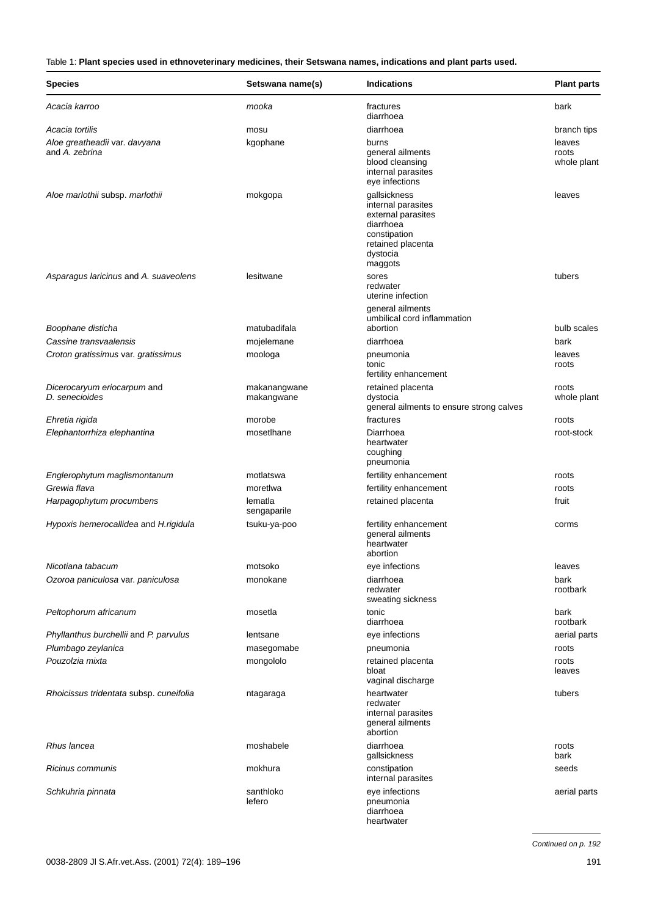Table 1: **Plant species used in ethnoveterinary medicines, their Setswana names, indications and plant parts used.**

| Species | Setswana name(s) | Indications | Plant parts |
|---|---|---|---|
| *Acacia karroo* | *mooka* | fractures<br>diarrhoea | bark |
| *Acacia tortilis* | mosu | diarrhoea | branch tips |
| *Aloe greatheadii* var. *davyana* and *A. zebrina* | kgophane | burns<br>general ailments<br>blood cleansing<br>internal parasites<br>eye infections | leaves<br>roots<br>whole plant |
| *Aloe marlothii* subsp. *marlothii* | mokgopa | gallsickness<br>internal parasites<br>external parasites<br>diarrhoea<br>constipation<br>retained placenta<br>dystocia<br>maggots | leaves |
| *Asparagus laricinus* and *A. suaveolens* | lesitwane | sores<br>redwater<br>uterine infection<br>general ailments<br>umbilical cord inflammation | tubers |
| *Boophane disticha* | matubadifala | abortion | bulb scales |
| *Cassine transvaalensis* | mojelemane | diarrhoea | bark |
| *Croton gratissimus* var. *gratissimus* | moologa | pneumonia<br>tonic<br>fertility enhancement | leaves<br>roots |
| *Dicerocaryum eriocarpum* and *D. senecioides* | makanangwane<br>makangwane | retained placenta<br>dystocia<br>general ailments to ensure strong calves | roots<br>whole plant |
| *Ehretia rigida* | morobe | fractures | roots |
| *Elephantorrhiza elephantina* | mosetlhane | Diarrhoea<br>heartwater<br>coughing<br>pneumonia | root-stock |
| *Englerophytum maglismontanum* | motlatswa | fertility enhancement | roots |
| *Grewia flava* | moretlwa | fertility enhancement | roots |
| *Harpagophytum procumbens* | lematla<br>sengaparile | retained placenta | fruit |
| *Hypoxis hemerocallidea* and *H.rigidula* | tsuku-ya-poo | fertility enhancement<br>general ailments<br>heartwater<br>abortion | corms |
| *Nicotiana tabacum* | motsoko | eye infections | leaves |
| *Ozoroa paniculosa* var. *paniculosa* | monokane | diarrhoea<br>redwater<br>sweating sickness | bark<br>rootbark |
| *Peltophorum africanum* | mosetla | tonic<br>diarrhoea | bark<br>rootbark |
| *Phyllanthus burchellii* and *P. parvulus* | lentsane | eye infections | aerial parts |
| *Plumbago zeylanica* | masegomabe | pneumonia | roots |
| *Pouzolzia mixta* | mongololo | retained placenta<br>bloat<br>vaginal discharge | roots<br>leaves |
| *Rhoicissus tridentata* subsp. *cuneifolia* | ntagaraga | heartwater<br>redwater<br>internal parasites<br>general ailments<br>abortion | tubers |
| *Rhus lancea* | moshabele | diarrhoea<br>gallsickness | roots<br>bark |
| *Ricinus communis* | mokhura | constipation<br>internal parasites | seeds |
| *Schkuhria pinnata* | santhloko<br>lefero | eye infections<br>pneumonia<br>diarrhoea<br>heartwater | aerial parts |

*Continued on p. 192*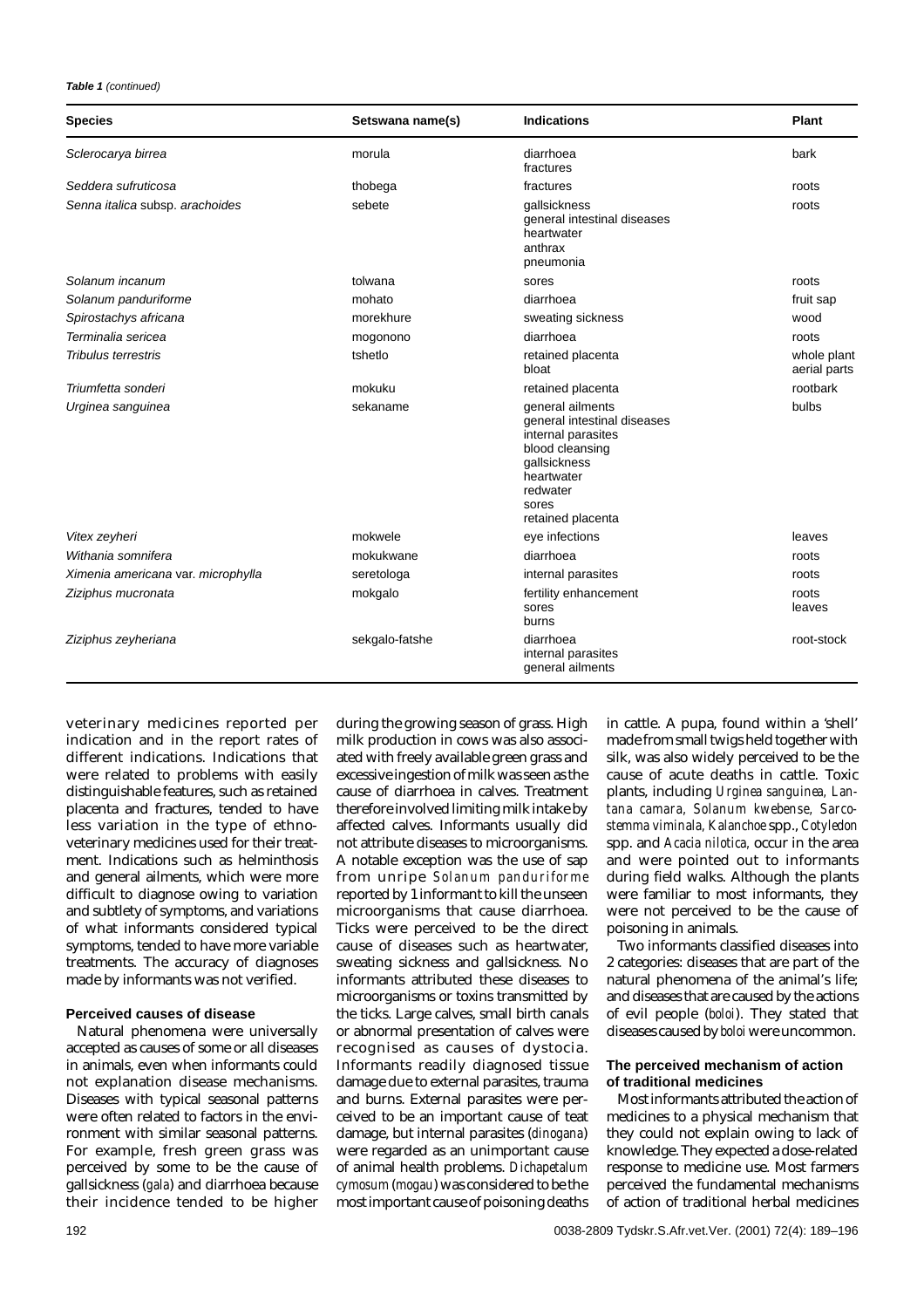**Table 1** *(continued)*

| Species | Setswana name(s) | Indications | Plant |
|---|---|---|---|
| *Sclerocarya birrea* | morula | diarrhoea<br>fractures | bark |
| *Seddera sufruticosa* | thobega | fractures | roots |
| *Senna italica* subsp. *arachoides* | sebete | gallsickness<br>general intestinal diseases<br>heartwater<br>anthrax<br>pneumonia | roots |
| *Solanum incanum* | tolwana | sores | roots |
| *Solanum panduriforme* | mohato | diarrhoea | fruit sap |
| *Spirostachys africana* | morekhure | sweating sickness | wood |
| *Terminalia sericea* | mogonono | diarrhoea | roots |
| *Tribulus terrestris* | tshetlo | retained placenta<br>bloat | whole plant<br>aerial parts |
| *Triumfetta sonderi* | mokuku | retained placenta | rootbark |
| *Urginea sanguinea* | sekaname | general ailments<br>general intestinal diseases<br>internal parasites<br>blood cleansing<br>gallsickness<br>heartwater<br>redwater<br>sores<br>retained placenta | bulbs |
| *Vitex zeyheri* | mokwele | eye infections | leaves |
| *Withania somnifera* | mokukwane | diarrhoea | roots |
| *Ximenia americana* var. *microphylla* | seretologa | internal parasites | roots |
| *Ziziphus mucronata* | mokgalo | fertility enhancement<br>sores<br>burns | roots<br>leaves |
| *Ziziphus zeyheriana* | sekgalo-fatshe | diarrhoea<br>internal parasites<br>general ailments | root-stock |

veterinary medicines reported per indication and in the report rates of different indications. Indications that were related to problems with easily distinguishable features, such as retained placenta and fractures, tended to have less variation in the type of ethnoveterinary medicines used for their treatment. Indications such as helminthosis and general ailments, which were more difficult to diagnose owing to variation and subtlety of symptoms, and variations of what informants considered typical symptoms, tended to have more variable treatments. The accuracy of diagnoses made by informants was not verified.

**Perceived causes of disease**

Natural phenomena were universally accepted as causes of some or all diseases in animals, even when informants could not explanation disease mechanisms. Diseases with typical seasonal patterns were often related to factors in the environment with similar seasonal patterns. For example, fresh green grass was perceived by some to be the cause of gallsickness (*gala*) and diarrhoea because their incidence tended to be higher during the growing season of grass. High milk production in cows was also associated with freely available green grass and excessive ingestion of milk was seen as the cause of diarrhoea in calves. Treatment therefore involved limiting milk intake by affected calves. Informants usually did not attribute diseases to microorganisms. A notable exception was the use of sap from unripe *Solanum panduriforme* reported by 1 informant to kill the unseen microorganisms that cause diarrhoea. Ticks were perceived to be the direct cause of diseases such as heartwater, sweating sickness and gallsickness. No informants attributed these diseases to microorganisms or toxins transmitted by the ticks. Large calves, small birth canals or abnormal presentation of calves were recognised as causes of dystocia. Informants readily diagnosed tissue damage due to external parasites, trauma and burns. External parasites were perceived to be an important cause of teat damage, but internal parasites (*dinogana*) were regarded as an unimportant cause of animal health problems. *Dichapetalum cymosum* (*mogau*) was considered to be the most important cause of poisoning deaths in cattle. A pupa, found within a 'shell' made from small twigs held together with silk, was also widely perceived to be the cause of acute deaths in cattle. Toxic plants, including *Urginea sanguinea*, *Lantana camara*, *Solanum kwebense*, *Sarcostemma viminala*, *Kalanchoe* spp., *Cotyledon* spp. and *Acacia nilotica*, occur in the area and were pointed out to informants during field walks. Although the plants were familiar to most informants, they were not perceived to be the cause of poisoning in animals.

Two informants classified diseases into 2 categories: diseases that are part of the natural phenomena of the animal's life; and diseases that are caused by the actions of evil people (*boloi*). They stated that diseases caused by *boloi* were uncommon.

**The perceived mechanism of action of traditional medicines**

Most informants attributed the action of medicines to a physical mechanism that they could not explain owing to lack of knowledge. They expected a dose-related response to medicine use. Most farmers perceived the fundamental mechanisms of action of traditional herbal medicines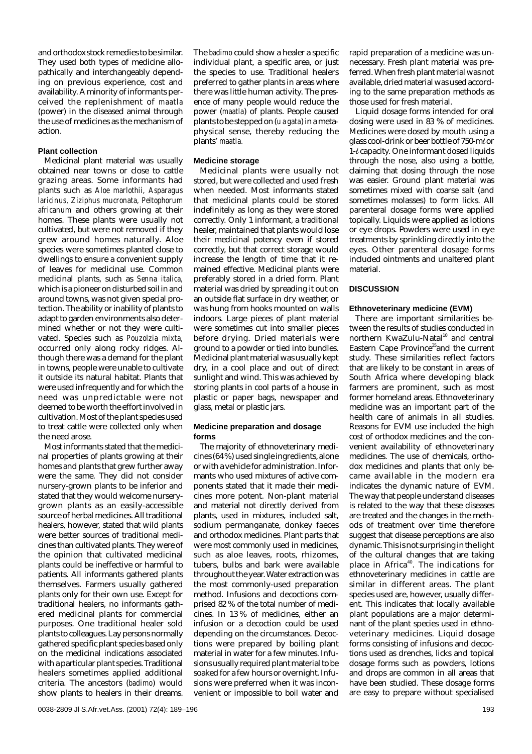and orthodox stock remedies to be similar. They used both types of medicine allopathically and interchangeably depending on previous experience, cost and availability. A minority of informants perceived the replenishment of *maatla* (power) in the diseased animal through the use of medicines as the mechanism of action.

### Plant collection

Medicinal plant material was usually obtained near towns or close to cattle grazing areas. Some informants had plants such as *Aloe marlothii*, *Asparagus laricinus*, *Ziziphus mucronata*, *Peltophorum africanum* and others growing at their homes. These plants were usually not cultivated, but were not removed if they grew around homes naturally. Aloe species were sometimes planted close to dwellings to ensure a convenient supply of leaves for medicinal use. Common medicinal plants, such as *Senna italica*, which is a pioneer on disturbed soil in and around towns, was not given special protection. The ability or inability of plants to adapt to garden environments also determined whether or not they were cultivated. Species such as *Pouzolzia mixta*, occurred only along rocky ridges. Although there was a demand for the plant in towns, people were unable to cultivate it outside its natural habitat. Plants that were used infrequently and for which the need was unpredictable were not deemed to be worth the effort involved in cultivation. Most of the plant species used to treat cattle were collected only when the need arose.

Most informants stated that the medicinal properties of plants growing at their homes and plants that grew further away were the same. They did not consider nursery-grown plants to be inferior and stated that they would welcome nursery-grown plants as an easily-accessible source of herbal medicines. All traditional healers, however, stated that wild plants were better sources of traditional medicines than cultivated plants. They were of the opinion that cultivated medicinal plants could be ineffective or harmful to patients. All informants gathered plants themselves. Farmers usually gathered plants only for their own use. Except for traditional healers, no informants gathered medicinal plants for commercial purposes. One traditional healer sold plants to colleagues. Lay persons normally gathered specific plant species based only on the medicinal indications associated with a particular plant species. Traditional healers sometimes applied additional criteria. The ancestors (*badimo*) would show plants to healers in their dreams. The *badimo* could show a healer a specific individual plant, a specific area, or just the species to use. Traditional healers preferred to gather plants in areas where there was little human activity. The presence of many people would reduce the power (*maatla*) of plants. People caused plants to be stepped on (*u gata*) in a metaphysical sense, thereby reducing the plants' *maatla*.

### Medicine storage

Medicinal plants were usually not stored, but were collected and used fresh when needed. Most informants stated that medicinal plants could be stored indefinitely as long as they were stored correctly. Only 1 informant, a traditional healer, maintained that plants would lose their medicinal potency even if stored correctly, but that correct storage would increase the length of time that it remained effective. Medicinal plants were preferably stored in a dried form. Plant material was dried by spreading it out on an outside flat surface in dry weather, or was hung from hooks mounted on walls indoors. Large pieces of plant material were sometimes cut into smaller pieces before drying. Dried materials were ground to a powder or tied into bundles. Medicinal plant material was usually kept dry, in a cool place and out of direct sunlight and wind. This was achieved by storing plants in cool parts of a house in plastic or paper bags, newspaper and glass, metal or plastic jars.

### Medicine preparation and dosage forms

The majority of ethnoveterinary medicines (64 %) used single ingredients, alone or with a vehicle for administration. Informants who used mixtures of active components stated that it made their medicines more potent. Non-plant material and material not directly derived from plants, used in mixtures, included salt, sodium permanganate, donkey faeces and orthodox medicines. Plant parts that were most commonly used in medicines, such as aloe leaves, roots, rhizomes, tubers, bulbs and bark were available throughout the year. Water extraction was the most commonly-used preparation method. Infusions and decoctions comprised 82 % of the total number of medicines. In 13 % of medicines, either an infusion or a decoction could be used depending on the circumstances. Decoctions were prepared by boiling plant material in water for a few minutes. Infusions usually required plant material to be soaked for a few hours or overnight. Infusions were preferred when it was inconvenient or impossible to boil water and rapid preparation of a medicine was unnecessary. Fresh plant material was preferred. When fresh plant material was not available, dried material was used according to the same preparation methods as those used for fresh material.

Liquid dosage forms intended for oral dosing were used in 83 % of medicines. Medicines were dosed by mouth using a glass cool-drink or beer bottle of 750-mℓ or 1-ℓ capacity. One informant dosed liquids through the nose, also using a bottle, claiming that dosing through the nose was easier. Ground plant material was sometimes mixed with coarse salt (and sometimes molasses) to form licks. All parenteral dosage forms were applied topically. Liquids were applied as lotions or eye drops. Powders were used in eye treatments by sprinkling directly into the eyes. Other parenteral dosage forms included ointments and unaltered plant material.

## DISCUSSION

### Ethnoveterinary medicine (EVM)

There are important similarities between the results of studies conducted in northern KwaZulu-Natal[10] and central Eastern Cape Province[35] and the current study. These similarities reflect factors that are likely to be constant in areas of South Africa where developing black farmers are prominent, such as most former homeland areas. Ethnoveterinary medicine was an important part of the health care of animals in all studies. Reasons for EVM use included the high cost of orthodox medicines and the convenient availability of ethnoveterinary medicines. The use of chemicals, orthodox medicines and plants that only became available in the modern era indicates the dynamic nature of EVM. The way that people understand diseases is related to the way that these diseases are treated and the changes in the methods of treatment over time therefore suggest that disease perceptions are also dynamic. This is not surprising in the light of the cultural changes that are taking place in Africa[40]. The indications for ethnoveterinary medicines in cattle are similar in different areas. The plant species used are, however, usually different. This indicates that locally available plant populations are a major determinant of the plant species used in ethnoveterinary medicines. Liquid dosage forms consisting of infusions and decoctions used as drenches, licks and topical dosage forms such as powders, lotions and drops are common in all areas that have been studied. These dosage forms are easy to prepare without specialised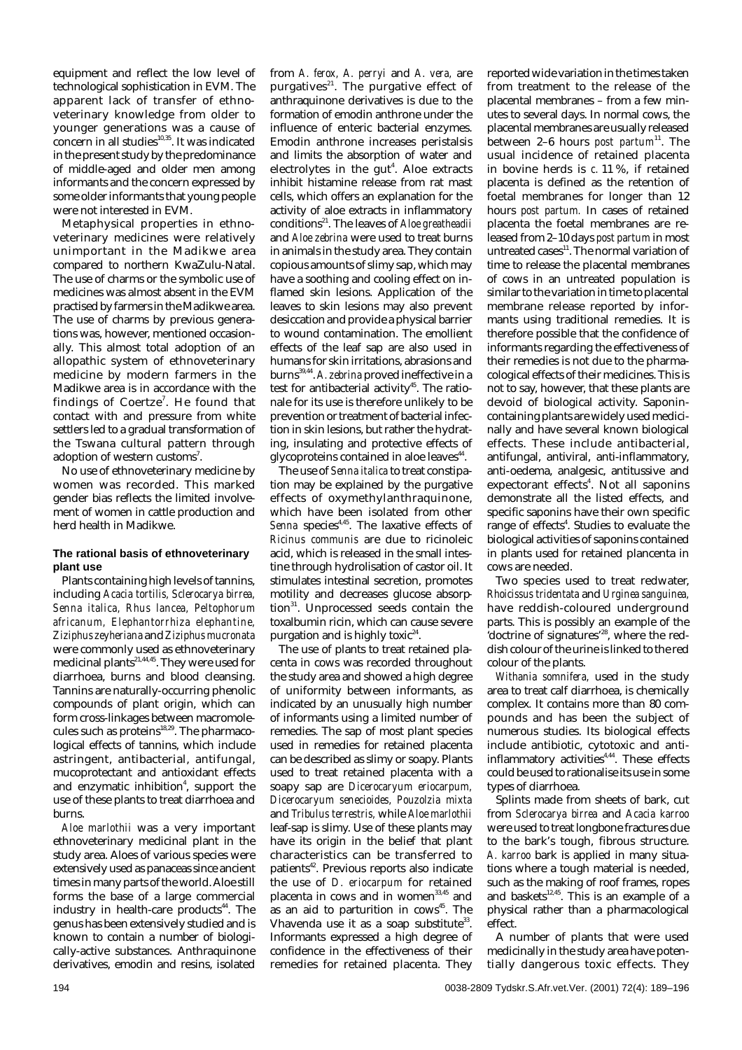equipment and reflect the low level of technological sophistication in EVM. The apparent lack of transfer of ethnoveterinary knowledge from older to younger generations was a cause of concern in all studies[10,35]. It was indicated in the present study by the predominance of middle-aged and older men among informants and the concern expressed by some older informants that young people were not interested in EVM.

Metaphysical properties in ethnoveterinary medicines were relatively unimportant in the Madikwe area compared to northern KwaZulu-Natal. The use of charms or the symbolic use of medicines was almost absent in the EVM practised by farmers in the Madikwe area. The use of charms by previous generations was, however, mentioned occasionally. This almost total adoption of an allopathic system of ethnoveterinary medicine by modern farmers in the Madikwe area is in accordance with the findings of Coertze[7]. He found that contact with and pressure from white settlers led to a gradual transformation of the Tswana cultural pattern through adoption of western customs[7].

No use of ethnoveterinary medicine by women was recorded. This marked gender bias reflects the limited involvement of women in cattle production and herd health in Madikwe.

### The rational basis of ethnoveterinary plant use

Plants containing high levels of tannins, including *Acacia tortilis*, *Sclerocarya birrea*, *Senna italica*, *Rhus lancea*, *Peltophorum africanum*, *Elephantorrhiza elephantine*, *Ziziphus zeyheriana* and *Ziziphus mucronata* were commonly used as ethnoveterinary medicinal plants[21,44,45]. They were used for diarrhoea, burns and blood cleansing. Tannins are naturally-occurring phenolic compounds of plant origin, which can form cross-linkages between macromolecules such as proteins[18,29]. The pharmacological effects of tannins, which include astringent, antibacterial, antifungal, mucoprotectant and antioxidant effects and enzymatic inhibition[4], support the use of these plants to treat diarrhoea and burns.

*Aloe marlothii* was a very important ethnoveterinary medicinal plant in the study area. Aloes of various species were extensively used as panaceas since ancient times in many parts of the world. Aloe still forms the base of a large commercial industry in health-care products[44]. The genus has been extensively studied and is known to contain a number of biologically-active substances. Anthraquinone derivatives, emodin and resins, isolated from *A. ferox*, *A. perryi* and *A. vera*, are purgatives[21]. The purgative effect of anthraquinone derivatives is due to the formation of emodin anthrone under the influence of enteric bacterial enzymes. Emodin anthrone increases peristalsis and limits the absorption of water and electrolytes in the gut[4]. Aloe extracts inhibit histamine release from rat mast cells, which offers an explanation for the activity of aloe extracts in inflammatory conditions[21]. The leaves of *Aloe greatheadii* and *Aloe zebrina* were used to treat burns in animals in the study area. They contain copious amounts of slimy sap, which may have a soothing and cooling effect on inflamed skin lesions. Application of the leaves to skin lesions may also prevent desiccation and provide a physical barrier to wound contamination. The emollient effects of the leaf sap are also used in humans for skin irritations, abrasions and burns[39,44]. *A. zebrina* proved ineffective in a test for antibacterial activity[45]. The rationale for its use is therefore unlikely to be prevention or treatment of bacterial infection in skin lesions, but rather the hydrating, insulating and protective effects of glycoproteins contained in aloe leaves[44].

The use of *Senna italica* to treat constipation may be explained by the purgative effects of oxymethylanthraquinone, which have been isolated from other *Senna* species[4,45]. The laxative effects of *Ricinus communis* are due to ricinoleic acid, which is released in the small intestine through hydrolisation of castor oil. It stimulates intestinal secretion, promotes motility and decreases glucose absorption[31]. Unprocessed seeds contain the toxalbumin ricin, which can cause severe purgation and is highly toxic[24].

The use of plants to treat retained placenta in cows was recorded throughout the study area and showed a high degree of uniformity between informants, as indicated by an unusually high number of informants using a limited number of remedies. The sap of most plant species used in remedies for retained placenta can be described as slimy or soapy. Plants used to treat retained placenta with a soapy sap are *Dicerocaryum eriocarpum*, *Dicerocaryum senecioides*, *Pouzolzia mixta* and *Tribulus terrestris*, while *Aloe marlothii* leaf-sap is slimy. Use of these plants may have its origin in the belief that plant characteristics can be transferred to patients[42]. Previous reports also indicate the use of *D. eriocarpum* for retained placenta in cows and in women[33,45] and as an aid to parturition in cows[45]. The Vhavenda use it as a soap substitute[33]. Informants expressed a high degree of confidence in the effectiveness of their remedies for retained placenta. They reported wide variation in the times taken from treatment to the release of the placental membranes – from a few minutes to several days. In normal cows, the placental membranes are usually released between 2–6 hours *post partum*[11]. The usual incidence of retained placenta in bovine herds is *c.* 11 %, if retained placenta is defined as the retention of foetal membranes for longer than 12 hours *post partum*. In cases of retained placenta the foetal membranes are released from 2–10 days *post partum* in most untreated cases[11]. The normal variation of time to release the placental membranes of cows in an untreated population is similar to the variation in time to placental membrane release reported by informants using traditional remedies. It is therefore possible that the confidence of informants regarding the effectiveness of their remedies is not due to the pharmacological effects of their medicines. This is not to say, however, that these plants are devoid of biological activity. Saponin-containing plants are widely used medicinally and have several known biological effects. These include antibacterial, antifungal, antiviral, anti-inflammatory, anti-oedema, analgesic, antitussive and expectorant effects[4]. Not all saponins demonstrate all the listed effects, and specific saponins have their own specific range of effects[4]. Studies to evaluate the biological activities of saponins contained in plants used for retained plancenta in cows are needed.

Two species used to treat redwater, *Rhoicissus tridentata* and *Urginea sanguinea*, have reddish-coloured underground parts. This is possibly an example of the 'doctrine of signatures'[28], where the reddish colour of the urine is linked to the red colour of the plants.

*Withania somnifera*, used in the study area to treat calf diarrhoea, is chemically complex. It contains more than 80 compounds and has been the subject of numerous studies. Its biological effects include antibiotic, cytotoxic and anti-inflammatory activities[4,44]. These effects could be used to rationalise its use in some types of diarrhoea.

Splints made from sheets of bark, cut from *Sclerocarya birrea* and *Acacia karroo* were used to treat longbone fractures due to the bark's tough, fibrous structure. *A. karroo* bark is applied in many situations where a tough material is needed, such as the making of roof frames, ropes and baskets[12,45]. This is an example of a physical rather than a pharmacological effect.

A number of plants that were used medicinally in the study area have potentially dangerous toxic effects. They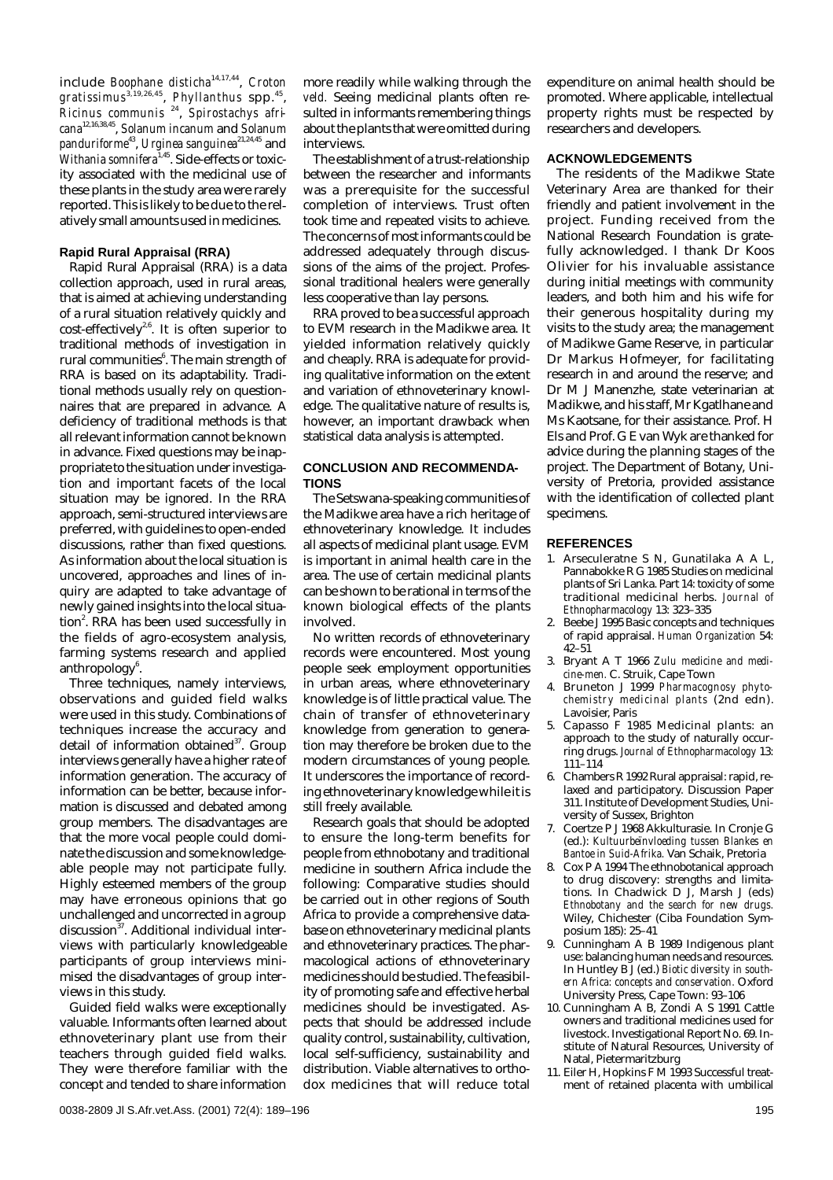include *Boophane disticha*[14,17,44], *Croton gratissimus*[3,19,26,45], *Phyllanthus* spp.[45], *Ricinus communis*[24], *Spirostachys africana*[12,16,38,45], *Solanum incanum* and *Solanum panduriforme*[43], *Urginea sanguinea*[21,24,45] and *Withania somnifera*[1,45]. Side-effects or toxicity associated with the medicinal use of these plants in the study area were rarely reported. This is likely to be due to the relatively small amounts used in medicines.

### Rapid Rural Appraisal (RRA)

Rapid Rural Appraisal (RRA) is a data collection approach, used in rural areas, that is aimed at achieving understanding of a rural situation relatively quickly and cost-effectively[2,6]. It is often superior to traditional methods of investigation in rural communities[6]. The main strength of RRA is based on its adaptability. Traditional methods usually rely on questionnaires that are prepared in advance. A deficiency of traditional methods is that all relevant information cannot be known in advance. Fixed questions may be inappropriate to the situation under investigation and important facets of the local situation may be ignored. In the RRA approach, semi-structured interviews are preferred, with guidelines to open-ended discussions, rather than fixed questions. As information about the local situation is uncovered, approaches and lines of inquiry are adapted to take advantage of newly gained insights into the local situation[2]. RRA has been used successfully in the fields of agro-ecosystem analysis, farming systems research and applied anthropology[6].

Three techniques, namely interviews, observations and guided field walks were used in this study. Combinations of techniques increase the accuracy and detail of information obtained[37]. Group interviews generally have a higher rate of information generation. The accuracy of information can be better, because information is discussed and debated among group members. The disadvantages are that the more vocal people could dominate the discussion and some knowledgeable people may not participate fully. Highly esteemed members of the group may have erroneous opinions that go unchallenged and uncorrected in a group discussion[37]. Additional individual interviews with particularly knowledgeable participants of group interviews minimised the disadvantages of group interviews in this study.

Guided field walks were exceptionally valuable. Informants often learned about ethnoveterinary plant use from their teachers through guided field walks. They were therefore familiar with the concept and tended to share information more readily while walking through the *veld*. Seeing medicinal plants often resulted in informants remembering things about the plants that were omitted during interviews.

The establishment of a trust-relationship between the researcher and informants was a prerequisite for the successful completion of interviews. Trust often took time and repeated visits to achieve. The concerns of most informants could be addressed adequately through discussions of the aims of the project. Professional traditional healers were generally less cooperative than lay persons.

RRA proved to be a successful approach to EVM research in the Madikwe area. It yielded information relatively quickly and cheaply. RRA is adequate for providing qualitative information on the extent and variation of ethnoveterinary knowledge. The qualitative nature of results is, however, an important drawback when statistical data analysis is attempted.

## CONCLUSION AND RECOMMENDATIONS

The Setswana-speaking communities of the Madikwe area have a rich heritage of ethnoveterinary knowledge. It includes all aspects of medicinal plant usage. EVM is important in animal health care in the area. The use of certain medicinal plants can be shown to be rational in terms of the known biological effects of the plants involved.

No written records of ethnoveterinary records were encountered. Most young people seek employment opportunities in urban areas, where ethnoveterinary knowledge is of little practical value. The chain of transfer of ethnoveterinary knowledge from generation to generation may therefore be broken due to the modern circumstances of young people. It underscores the importance of recording ethnoveterinary knowledge while it is still freely available.

Research goals that should be adopted to ensure the long-term benefits for people from ethnobotany and traditional medicine in southern Africa include the following: Comparative studies should be carried out in other regions of South Africa to provide a comprehensive database on ethnoveterinary medicinal plants and ethnoveterinary practices. The pharmacological actions of ethnoveterinary medicines should be studied. The feasibility of promoting safe and effective herbal medicines should be investigated. Aspects that should be addressed include quality control, sustainability, cultivation, local self-sufficiency, sustainability and distribution. Viable alternatives to orthodox medicines that will reduce total expenditure on animal health should be promoted. Where applicable, intellectual property rights must be respected by researchers and developers.

## ACKNOWLEDGEMENTS

The residents of the Madikwe State Veterinary Area are thanked for their friendly and patient involvement in the project. Funding received from the National Research Foundation is gratefully acknowledged. I thank Dr Koos Olivier for his invaluable assistance during initial meetings with community leaders, and both him and his wife for their generous hospitality during my visits to the study area; the management of Madikwe Game Reserve, in particular Dr Markus Hofmeyer, for facilitating research in and around the reserve; and Dr M J Manenzhe, state veterinarian at Madikwe, and his staff, Mr Kgatlhane and Ms Kaotsane, for their assistance. Prof. H Els and Prof. G E van Wyk are thanked for advice during the planning stages of the project. The Department of Botany, University of Pretoria, provided assistance with the identification of collected plant specimens.

## REFERENCES

1. Arseculeratne S N, Gunatilaka A A L, Pannabokke R G 1985 Studies on medicinal plants of Sri Lanka. Part 14: toxicity of some traditional medicinal herbs. *Journal of Ethnopharmacology* 13: 323–335
2. Beebe J 1995 Basic concepts and techniques of rapid appraisal. *Human Organization* 54: 42–51
3. Bryant A T 1966 *Zulu medicine and medicine-men*. C. Struik, Cape Town
4. Bruneton J 1999 *Pharmacognosy phytochemistry medicinal plants* (2nd edn). Lavoisier, Paris
5. Capasso F 1985 Medicinal plants: an approach to the study of naturally occurring drugs. *Journal of Ethnopharmacology* 13: 111–114
6. Chambers R 1992 Rural appraisal: rapid, relaxed and participatory. Discussion Paper 311. Institute of Development Studies, University of Sussex, Brighton
7. Coertze P J 1968 Akkulturasie. In Cronje G (ed.): *Kultuurbeïnvloeding tussen Blankes en Bantoe in Suid-Afrika*. Van Schaik, Pretoria
8. Cox P A 1994 The ethnobotanical approach to drug discovery: strengths and limitations. In Chadwick D J, Marsh J (eds) *Ethnobotany and the search for new drugs*. Wiley, Chichester (Ciba Foundation Symposium 185): 25–41
9. Cunningham A B 1989 Indigenous plant use: balancing human needs and resources. In Huntley B J (ed.) *Biotic diversity in southern Africa: concepts and conservation*. Oxford University Press, Cape Town: 93–106
10. Cunningham A B, Zondi A S 1991 Cattle owners and traditional medicines used for livestock. Investigational Report No. 69. Institute of Natural Resources, University of Natal, Pietermaritzburg
11. Eiler H, Hopkins F M 1993 Successful treatment of retained placenta with umbilical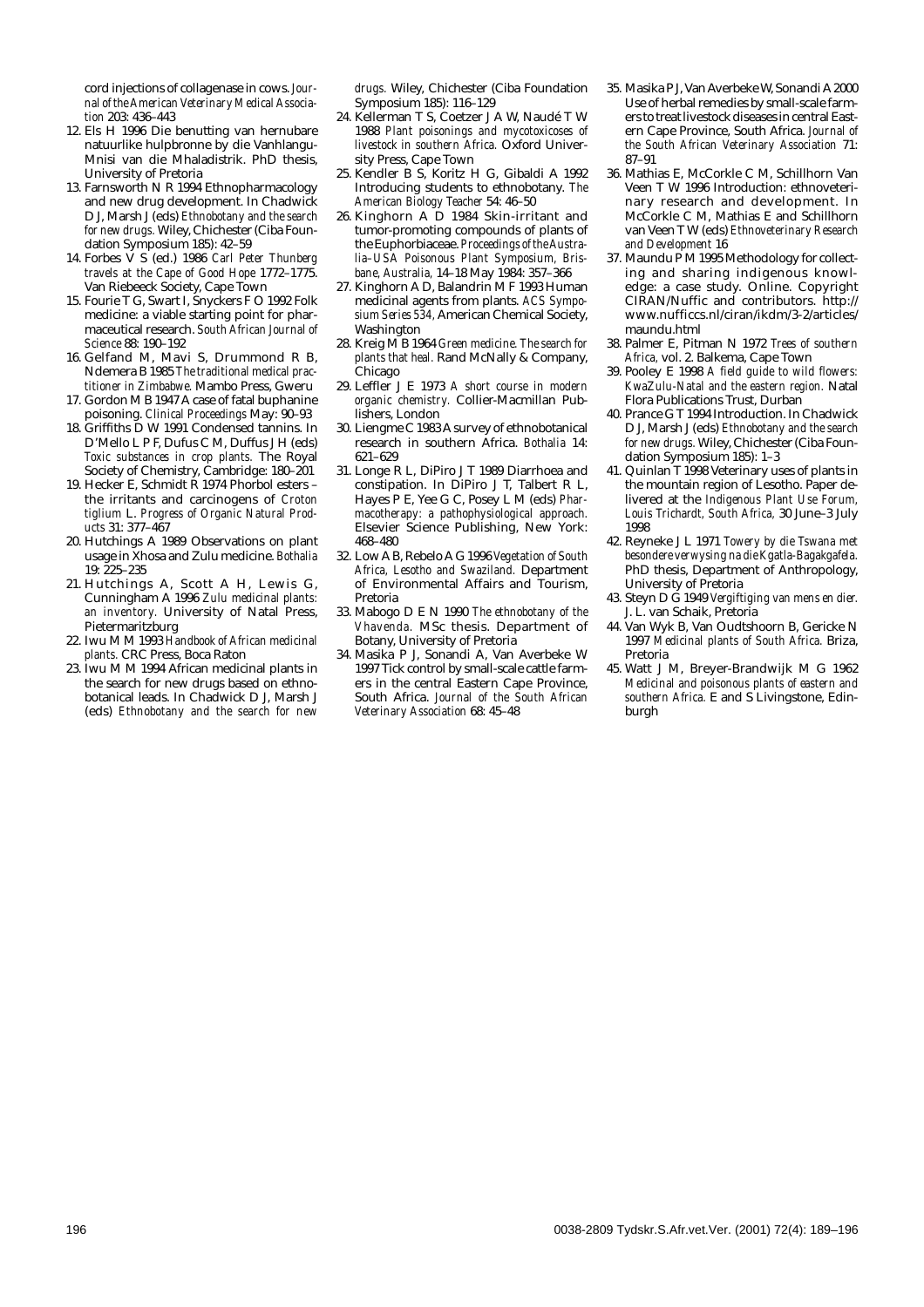cord injections of collagenase in cows. *Journal of the American Veterinary Medical Association* 203: 436–443

12. Els H 1996 Die benutting van hernubare natuurlike hulpbronne by die Vanhlangu-Mnisi van die Mhaladistrik. PhD thesis, University of Pretoria
13. Farnsworth N R 1994 Ethnopharmacology and new drug development. In Chadwick D J, Marsh J (eds) *Ethnobotany and the search for new drugs.* Wiley, Chichester (Ciba Foundation Symposium 185): 42–59
14. Forbes V S (ed.) 1986 *Carl Peter Thunberg travels at the Cape of Good Hope* 1772–1775. Van Riebeeck Society, Cape Town
15. Fourie T G, Swart I, Snyckers F O 1992 Folk medicine: a viable starting point for pharmaceutical research. *South African Journal of Science* 88: 190–192
16. Gelfand M, Mavi S, Drummond R B, Ndemera B 1985 *The traditional medical practitioner in Zimbabwe.* Mambo Press, Gweru
17. Gordon M B 1947 A case of fatal buphanine poisoning. *Clinical Proceedings* May: 90–93
18. Griffiths D W 1991 Condensed tannins. In D'Mello L P F, Dufus C M, Duffus J H (eds) *Toxic substances in crop plants.* The Royal Society of Chemistry, Cambridge: 180–201
19. Hecker E, Schmidt R 1974 Phorbol esters – the irritants and carcinogens of *Croton tiglium* L. *Progress of Organic Natural Products* 31: 377–467
20. Hutchings A 1989 Observations on plant usage in Xhosa and Zulu medicine. *Bothalia* 19: 225–235
21. Hutchings A, Scott A H, Lewis G, Cunningham A 1996 *Zulu medicinal plants: an inventory.* University of Natal Press, Pietermaritzburg
22. Iwu M M 1993 *Handbook of African medicinal plants.* CRC Press, Boca Raton
23. Iwu M M 1994 African medicinal plants in the search for new drugs based on ethnobotanical leads. In Chadwick D J, Marsh J (eds) *Ethnobotany and the search for new drugs.* Wiley, Chichester (Ciba Foundation Symposium 185): 116–129
24. Kellerman T S, Coetzer J A W, Naudé T W 1988 *Plant poisonings and mycotoxicoses of livestock in southern Africa.* Oxford University Press, Cape Town
25. Kendler B S, Koritz H G, Gibaldi A 1992 Introducing students to ethnobotany. *The American Biology Teacher* 54: 46–50
26. Kinghorn A D 1984 Skin-irritant and tumor-promoting compounds of plants of the Euphorbiaceae. *Proceedings of the Australia–USA Poisonous Plant Symposium, Brisbane, Australia,* 14–18 May 1984: 357–366
27. Kinghorn A D, Balandrin M F 1993 Human medicinal agents from plants. *ACS Symposium Series 534,* American Chemical Society, Washington
28. Kreig M B 1964 *Green medicine. The search for plants that heal.* Rand McNally & Company, Chicago
29. Leffler J E 1973 *A short course in modern organic chemistry.* Collier-Macmillan Publishers, London
30. Liengme C 1983 A survey of ethnobotanical research in southern Africa. *Bothalia* 14: 621–629
31. Longe R L, DiPiro J T 1989 Diarrhoea and constipation. In DiPiro J T, Talbert R L, Hayes P E, Yee G C, Posey L M (eds) *Pharmacotherapy: a pathophysiological approach.* Elsevier Science Publishing, New York: 468–480
32. Low A B, Rebelo A G 1996 *Vegetation of South Africa, Lesotho and Swaziland.* Department of Environmental Affairs and Tourism, Pretoria
33. Mabogo D E N 1990 *The ethnobotany of the Vhavenda.* MSc thesis. Department of Botany, University of Pretoria
34. Masika P J, Sonandi A, Van Averbeke W 1997 Tick control by small-scale cattle farmers in the central Eastern Cape Province, South Africa. *Journal of the South African Veterinary Association* 68: 45–48
35. Masika P J, Van Averbeke W, Sonandi A 2000 Use of herbal remedies by small-scale farmers to treat livestock diseases in central Eastern Cape Province, South Africa. *Journal of the South African Veterinary Association* 71: 87–91
36. Mathias E, McCorkle C M, Schillhorn Van Veen T W 1996 Introduction: ethnoveterinary research and development. In McCorkle C M, Mathias E and Schillhorn van Veen T W (eds) *Ethnoveterinary Research and Development* 16
37. Maundu P M 1995 Methodology for collecting and sharing indigenous knowledge: a case study. Online. Copyright CIRAN/Nuffic and contributors. http://www.nufficcs.nl/ciran/ikdm/3-2/articles/maundu.html
38. Palmer E, Pitman N 1972 *Trees of southern Africa,* vol. 2. Balkema, Cape Town
39. Pooley E 1998 *A field guide to wild flowers: KwaZulu-Natal and the eastern region.* Natal Flora Publications Trust, Durban
40. Prance G T 1994 Introduction. In Chadwick D J, Marsh J (eds) *Ethnobotany and the search for new drugs.* Wiley, Chichester (Ciba Foundation Symposium 185): 1–3
41. Quinlan T 1998 Veterinary uses of plants in the mountain region of Lesotho. Paper delivered at the *Indigenous Plant Use Forum, Louis Trichardt, South Africa,* 30 June–3 July 1998
42. Reyneke J L 1971 *Towery by die Tswana met besondere verwysing na die Kgatla-Bagakgafela.* PhD thesis, Department of Anthropology, University of Pretoria
43. Steyn D G 1949 *Vergiftiging van mens en dier.* J. L. van Schaik, Pretoria
44. Van Wyk B, Van Oudtshoorn B, Gericke N 1997 *Medicinal plants of South Africa.* Briza, Pretoria
45. Watt J M, Breyer-Brandwijk M G 1962 *Medicinal and poisonous plants of eastern and southern Africa.* E and S Livingstone, Edinburgh